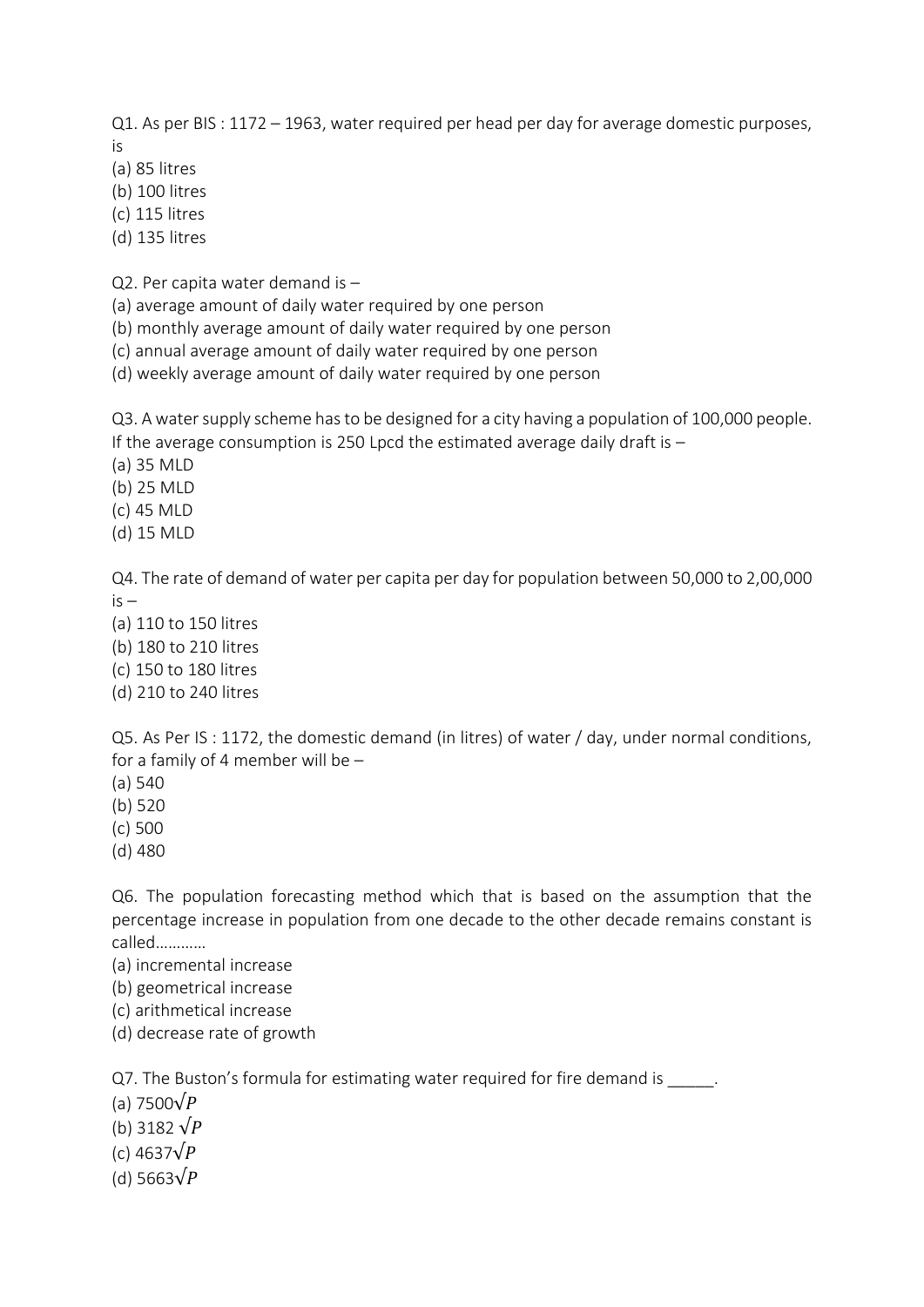Q1. As per BIS : 1172 – 1963, water required per head per day for average domestic purposes, is

(a) 85 litres
(b) 100 litres
(c) 115 litres
(d) 135 litres

Q2. Per capita water demand is –

(a) average amount of daily water required by one person
(b) monthly average amount of daily water required by one person
(c) annual average amount of daily water required by one person
(d) weekly average amount of daily water required by one person

Q3. A water supply scheme has to be designed for a city having a population of 100,000 people. If the average consumption is 250 Lpcd the estimated average daily draft is –

(a) 35 MLD
(b) 25 MLD
(c) 45 MLD
(d) 15 MLD

Q4. The rate of demand of water per capita per day for population between 50,000 to 2,00,000 is –

(a) 110 to 150 litres
(b) 180 to 210 litres
(c) 150 to 180 litres
(d) 210 to 240 litres

Q5. As Per IS : 1172, the domestic demand (in litres) of water / day, under normal conditions, for a family of 4 member will be –

(a) 540
(b) 520
(c) 500
(d) 480

Q6. The population forecasting method which that is based on the assumption that the percentage increase in population from one decade to the other decade remains constant is called…………

(a) incremental increase
(b) geometrical increase
(c) arithmetical increase
(d) decrease rate of growth

Q7. The Buston's formula for estimating water required for fire demand is _____.

(a) $7500\sqrt{P}$
(b) $3182\sqrt{P}$
(c) $4637\sqrt{P}$
(d) $5663\sqrt{P}$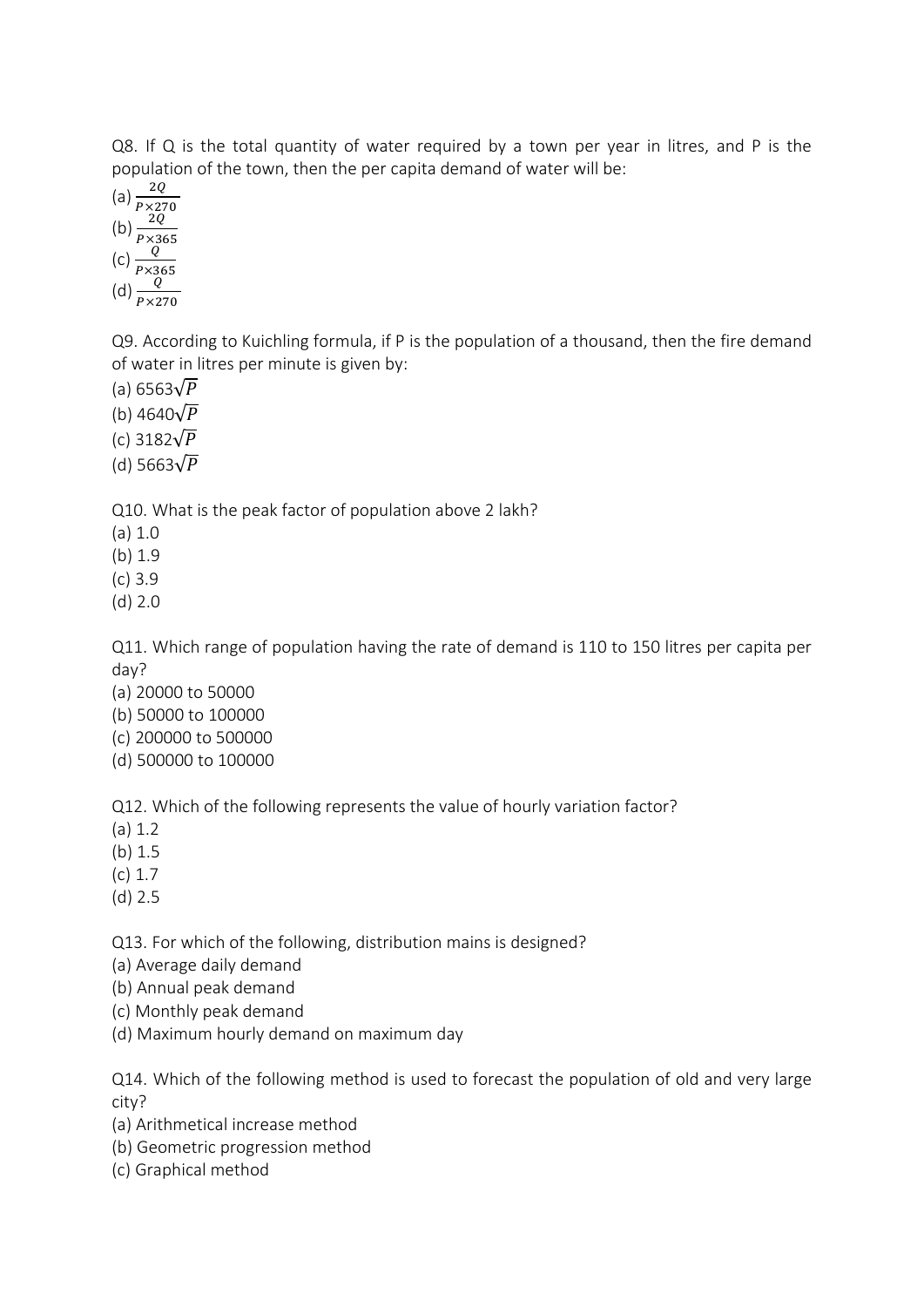Q8. If Q is the total quantity of water required by a town per year in litres, and P is the population of the town, then the per capita demand of water will be:

(a) $\frac{2Q}{P \times 270}$
(b) $\frac{2Q}{P \times 365}$
(c) $\frac{Q}{P \times 365}$
(d) $\frac{Q}{P \times 270}$

Q9. According to Kuichling formula, if P is the population of a thousand, then the fire demand of water in litres per minute is given by:

(a) $6563\sqrt{P}$
(b) $4640\sqrt{P}$
(c) $3182\sqrt{P}$
(d) $5663\sqrt{P}$

Q10. What is the peak factor of population above 2 lakh?

(a) 1.0
(b) 1.9
(c) 3.9
(d) 2.0

Q11. Which range of population having the rate of demand is 110 to 150 litres per capita per day?

(a) 20000 to 50000
(b) 50000 to 100000
(c) 200000 to 500000
(d) 500000 to 100000

Q12. Which of the following represents the value of hourly variation factor?

(a) 1.2
(b) 1.5
(c) 1.7
(d) 2.5

Q13. For which of the following, distribution mains is designed?

(a) Average daily demand
(b) Annual peak demand
(c) Monthly peak demand
(d) Maximum hourly demand on maximum day

Q14. Which of the following method is used to forecast the population of old and very large city?

(a) Arithmetical increase method
(b) Geometric progression method
(c) Graphical method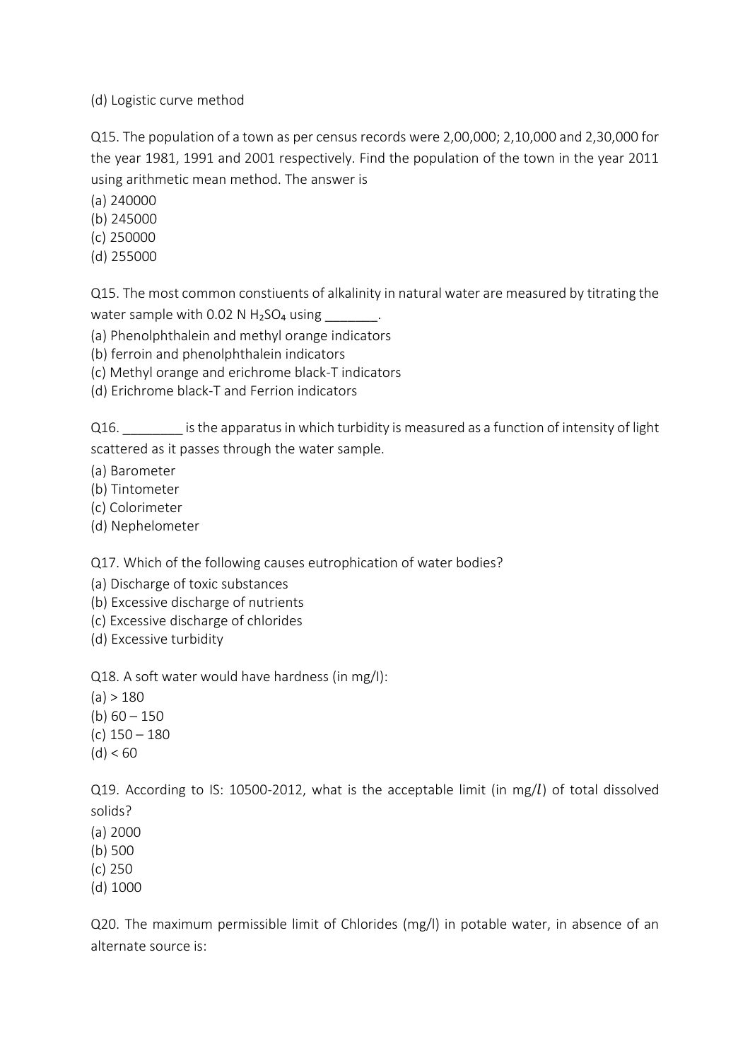(d) Logistic curve method

Q15. The population of a town as per census records were 2,00,000; 2,10,000 and 2,30,000 for the year 1981, 1991 and 2001 respectively. Find the population of the town in the year 2011 using arithmetic mean method. The answer is

(a) 240000
(b) 245000
(c) 250000
(d) 255000

Q15. The most common constiuents of alkalinity in natural water are measured by titrating the water sample with 0.02 N $H_2SO_4$ using _______.

(a) Phenolphthalein and methyl orange indicators
(b) ferroin and phenolphthalein indicators
(c) Methyl orange and erichrome black-T indicators
(d) Erichrome black-T and Ferrion indicators

Q16. ________ is the apparatus in which turbidity is measured as a function of intensity of light scattered as it passes through the water sample.

(a) Barometer
(b) Tintometer
(c) Colorimeter
(d) Nephelometer

Q17. Which of the following causes eutrophication of water bodies?

(a) Discharge of toxic substances
(b) Excessive discharge of nutrients
(c) Excessive discharge of chlorides
(d) Excessive turbidity

Q18. A soft water would have hardness (in mg/l):

(a) > 180
(b) 60 – 150
(c) 150 – 180
(d) < 60

Q19. According to IS: 10500-2012, what is the acceptable limit (in mg/$l$) of total dissolved solids?

(a) 2000
(b) 500
(c) 250
(d) 1000

Q20. The maximum permissible limit of Chlorides (mg/l) in potable water, in absence of an alternate source is: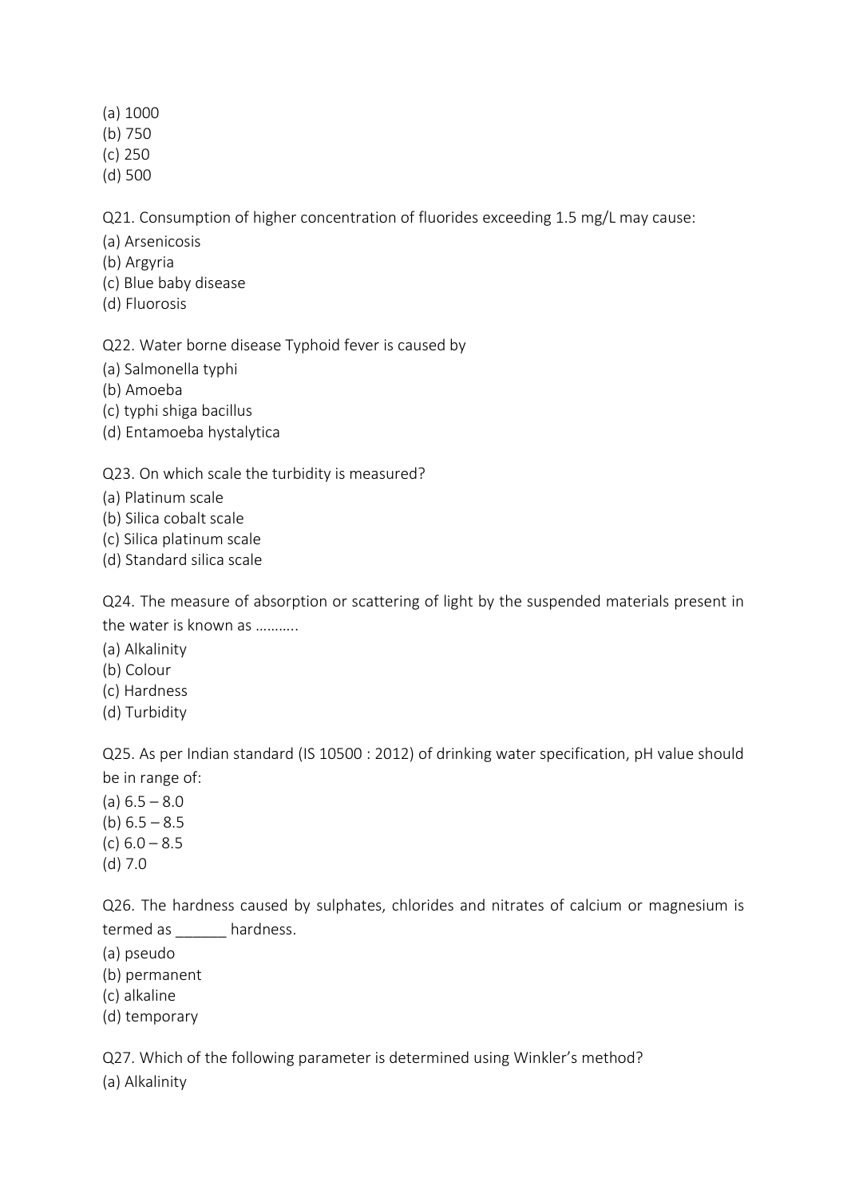(a) 1000
(b) 750
(c) 250
(d) 500

Q21. Consumption of higher concentration of fluorides exceeding 1.5 mg/L may cause:
(a) Arsenicosis
(b) Argyria
(c) Blue baby disease
(d) Fluorosis

Q22. Water borne disease Typhoid fever is caused by
(a) Salmonella typhi
(b) Amoeba
(c) typhi shiga bacillus
(d) Entamoeba hystalytica

Q23. On which scale the turbidity is measured?
(a) Platinum scale
(b) Silica cobalt scale
(c) Silica platinum scale
(d) Standard silica scale

Q24. The measure of absorption or scattering of light by the suspended materials present in the water is known as ………..
(a) Alkalinity
(b) Colour
(c) Hardness
(d) Turbidity

Q25. As per Indian standard (IS 10500 : 2012) of drinking water specification, pH value should be in range of:
(a) 6.5 – 8.0
(b) 6.5 – 8.5
(c) 6.0 – 8.5
(d) 7.0

Q26. The hardness caused by sulphates, chlorides and nitrates of calcium or magnesium is termed as ______ hardness.
(a) pseudo
(b) permanent
(c) alkaline
(d) temporary

Q27. Which of the following parameter is determined using Winkler's method?
(a) Alkalinity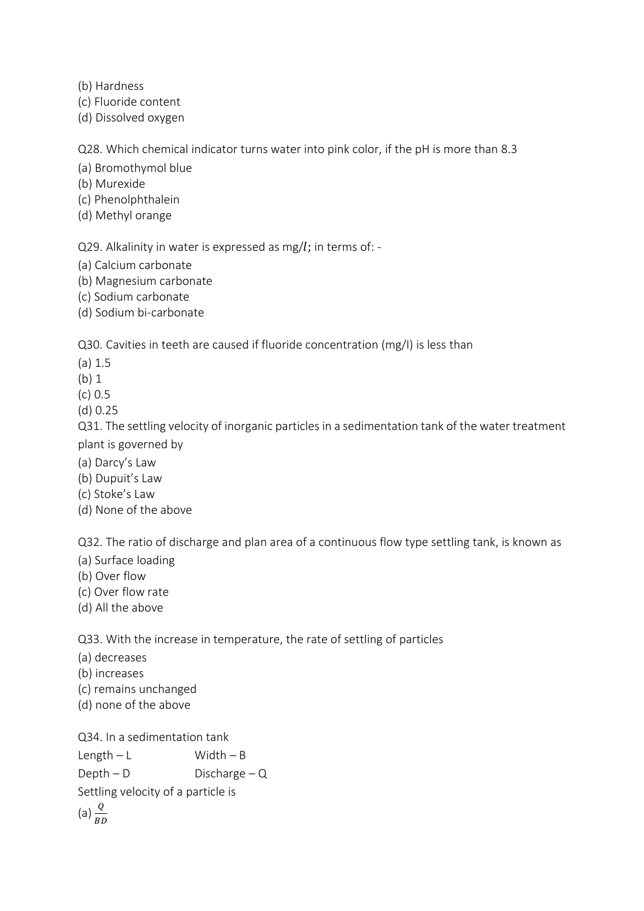(b) Hardness
(c) Fluoride content
(d) Dissolved oxygen

Q28. Which chemical indicator turns water into pink color, if the pH is more than 8.3

(a) Bromothymol blue
(b) Murexide
(c) Phenolphthalein
(d) Methyl orange

Q29. Alkalinity in water is expressed as mg/$l$; in terms of: -

(a) Calcium carbonate
(b) Magnesium carbonate
(c) Sodium carbonate
(d) Sodium bi-carbonate

Q30. Cavities in teeth are caused if fluoride concentration (mg/l) is less than

(a) 1.5
(b) 1
(c) 0.5
(d) 0.25

Q31. The settling velocity of inorganic particles in a sedimentation tank of the water treatment plant is governed by

(a) Darcy's Law
(b) Dupuit's Law
(c) Stoke's Law
(d) None of the above

Q32. The ratio of discharge and plan area of a continuous flow type settling tank, is known as

(a) Surface loading
(b) Over flow
(c) Over flow rate
(d) All the above

Q33. With the increase in temperature, the rate of settling of particles

(a) decreases
(b) increases
(c) remains unchanged
(d) none of the above

Q34. In a sedimentation tank

Length – L Width – B

Depth – D Discharge – Q

Settling velocity of a particle is

(a) $\frac{Q}{BD}$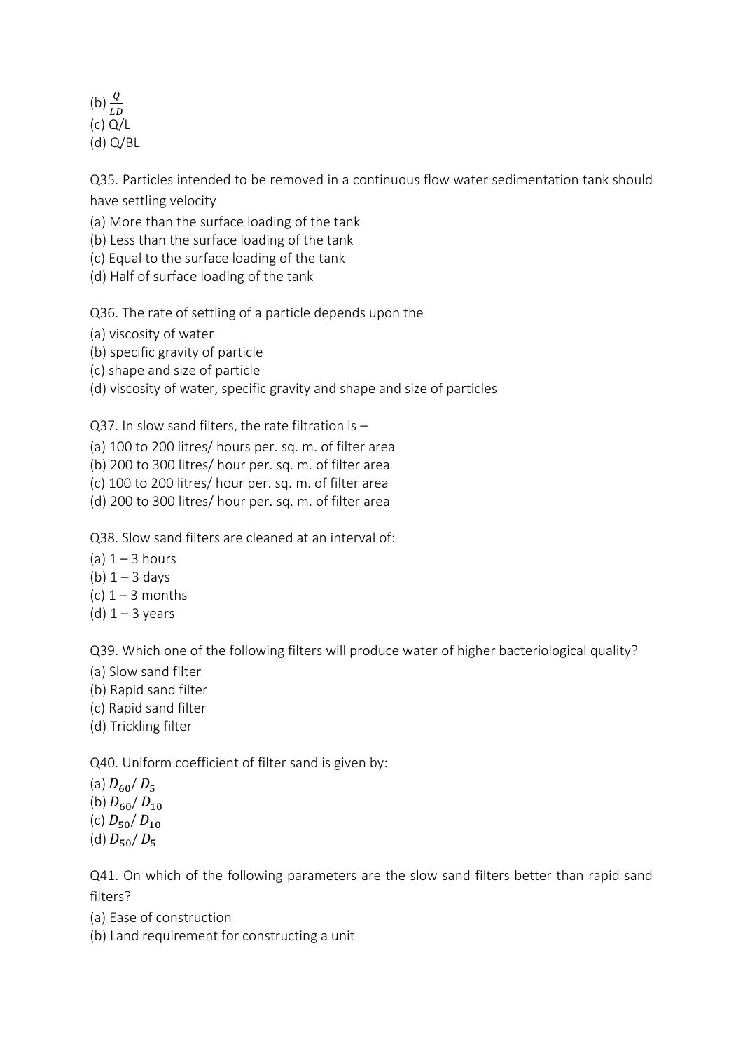(b) $\frac{Q}{LD}$
(c) Q/L
(d) Q/BL

Q35. Particles intended to be removed in a continuous flow water sedimentation tank should have settling velocity

(a) More than the surface loading of the tank
(b) Less than the surface loading of the tank
(c) Equal to the surface loading of the tank
(d) Half of surface loading of the tank

Q36. The rate of settling of a particle depends upon the

(a) viscosity of water
(b) specific gravity of particle
(c) shape and size of particle
(d) viscosity of water, specific gravity and shape and size of particles

Q37. In slow sand filters, the rate filtration is –

(a) 100 to 200 litres/ hours per. sq. m. of filter area
(b) 200 to 300 litres/ hour per. sq. m. of filter area
(c) 100 to 200 litres/ hour per. sq. m. of filter area
(d) 200 to 300 litres/ hour per. sq. m. of filter area

Q38. Slow sand filters are cleaned at an interval of:

(a) 1 – 3 hours
(b) 1 – 3 days
(c) 1 – 3 months
(d) 1 – 3 years

Q39. Which one of the following filters will produce water of higher bacteriological quality?

(a) Slow sand filter
(b) Rapid sand filter
(c) Rapid sand filter
(d) Trickling filter

Q40. Uniform coefficient of filter sand is given by:

(a) $D_{60}/ D_5$
(b) $D_{60}/ D_{10}$
(c) $D_{50}/ D_{10}$
(d) $D_{50}/ D_5$

Q41. On which of the following parameters are the slow sand filters better than rapid sand filters?

(a) Ease of construction
(b) Land requirement for constructing a unit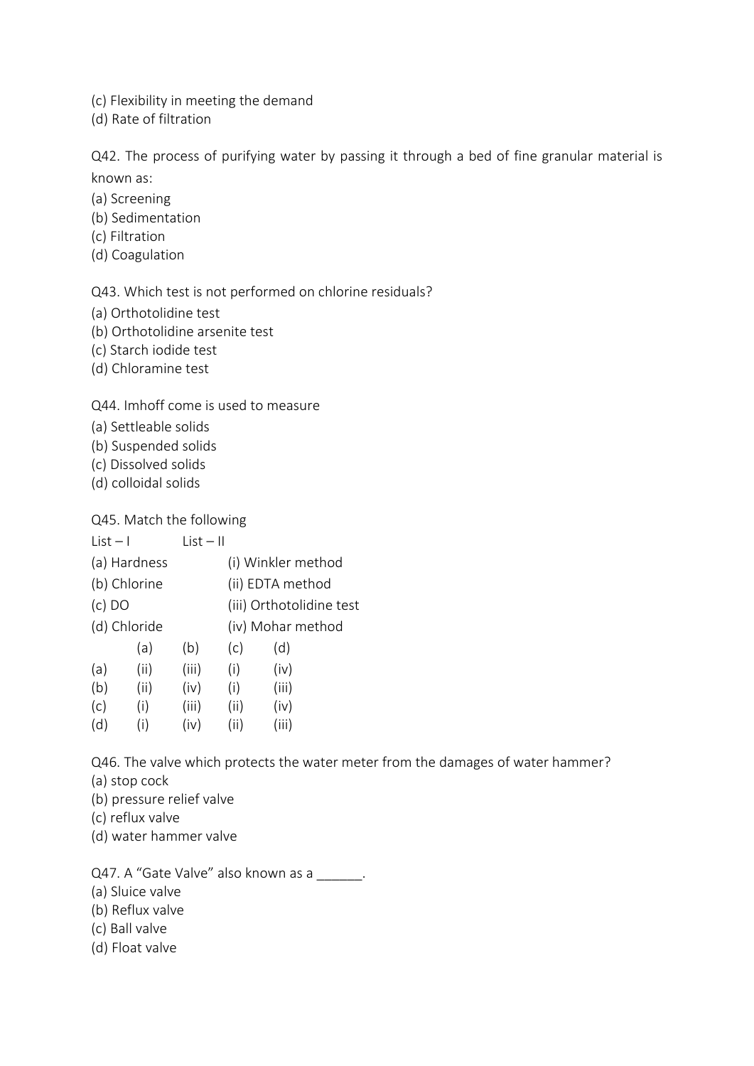(c) Flexibility in meeting the demand
(d) Rate of filtration

Q42. The process of purifying water by passing it through a bed of fine granular material is known as:
(a) Screening
(b) Sedimentation
(c) Filtration
(d) Coagulation

Q43. Which test is not performed on chlorine residuals?
(a) Orthotolidine test
(b) Orthotolidine arsenite test
(c) Starch iodide test
(d) Chloramine test

Q44. Imhoff come is used to measure
(a) Settleable solids
(b) Suspended solids
(c) Dissolved solids
(d) colloidal solids

Q45. Match the following

| List – I | List – II |
|---|---|
| (a) Hardness | (i) Winkler method |
| (b) Chlorine | (ii) EDTA method |
| (c) DO | (iii) Orthotolidine test |
| (d) Chloride | (iv) Mohar method |

| | (a) | (b) | (c) | (d) |
|---|---|---|---|---|
| (a) | (ii) | (iii) | (i) | (iv) |
| (b) | (ii) | (iv) | (i) | (iii) |
| (c) | (i) | (iii) | (ii) | (iv) |
| (d) | (i) | (iv) | (ii) | (iii) |

Q46. The valve which protects the water meter from the damages of water hammer?
(a) stop cock
(b) pressure relief valve
(c) reflux valve
(d) water hammer valve

Q47. A "Gate Valve" also known as a ______.
(a) Sluice valve
(b) Reflux valve
(c) Ball valve
(d) Float valve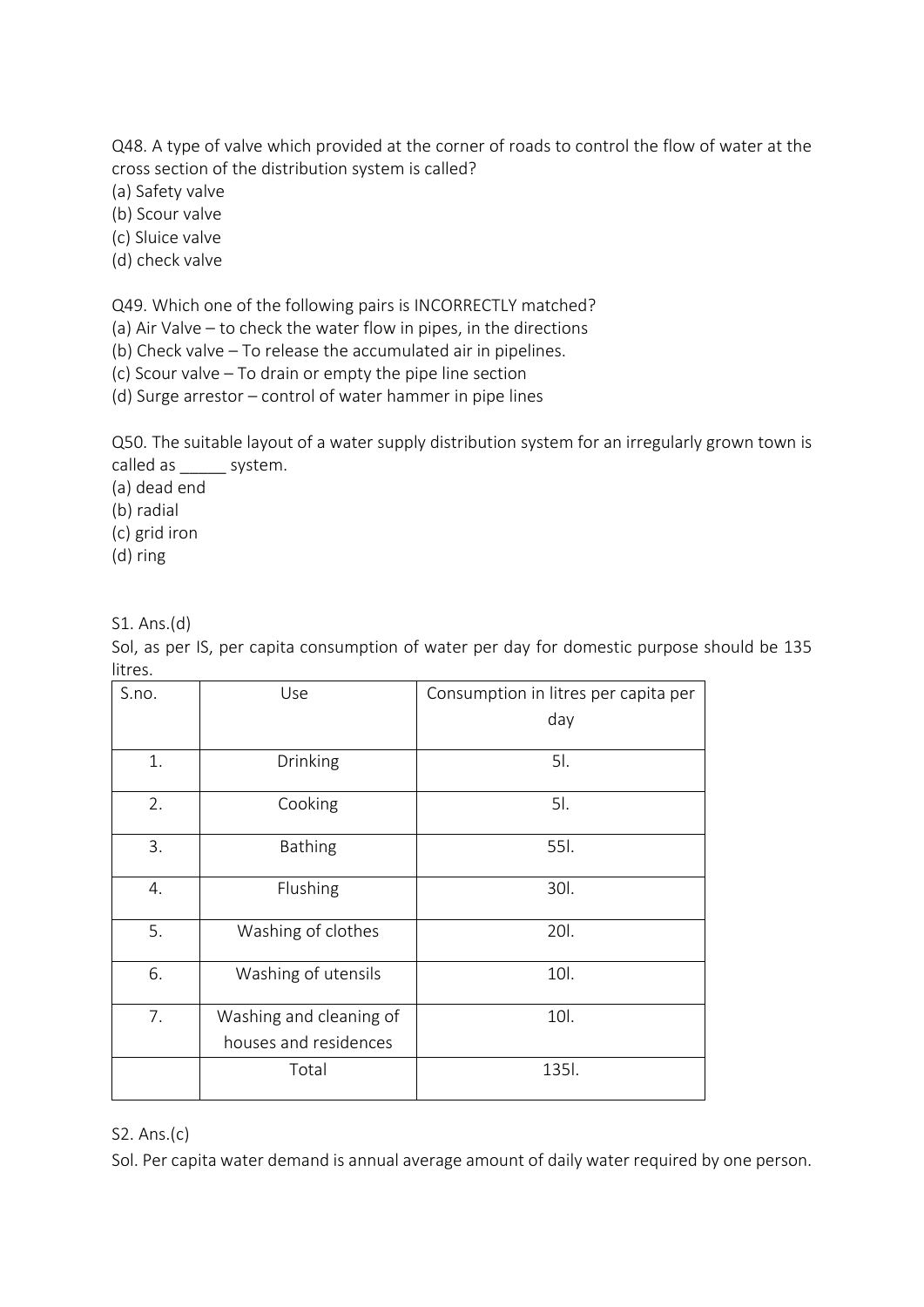Q48. A type of valve which provided at the corner of roads to control the flow of water at the cross section of the distribution system is called?
(a) Safety valve
(b) Scour valve
(c) Sluice valve
(d) check valve

Q49. Which one of the following pairs is INCORRECTLY matched?
(a) Air Valve – to check the water flow in pipes, in the directions
(b) Check valve – To release the accumulated air in pipelines.
(c) Scour valve – To drain or empty the pipe line section
(d) Surge arrestor – control of water hammer in pipe lines

Q50. The suitable layout of a water supply distribution system for an irregularly grown town is called as _____ system.
(a) dead end
(b) radial
(c) grid iron
(d) ring

S1. Ans.(d)
Sol, as per IS, per capita consumption of water per day for domestic purpose should be 135 litres.

| S.no. | Use | Consumption in litres per capita per day |
|---|---|---|
| 1. | Drinking | 5l. |
| 2. | Cooking | 5l. |
| 3. | Bathing | 55l. |
| 4. | Flushing | 30l. |
| 5. | Washing of clothes | 20l. |
| 6. | Washing of utensils | 10l. |
| 7. | Washing and cleaning of houses and residences | 10l. |
| | Total | 135l. |

S2. Ans.(c)
Sol. Per capita water demand is annual average amount of daily water required by one person.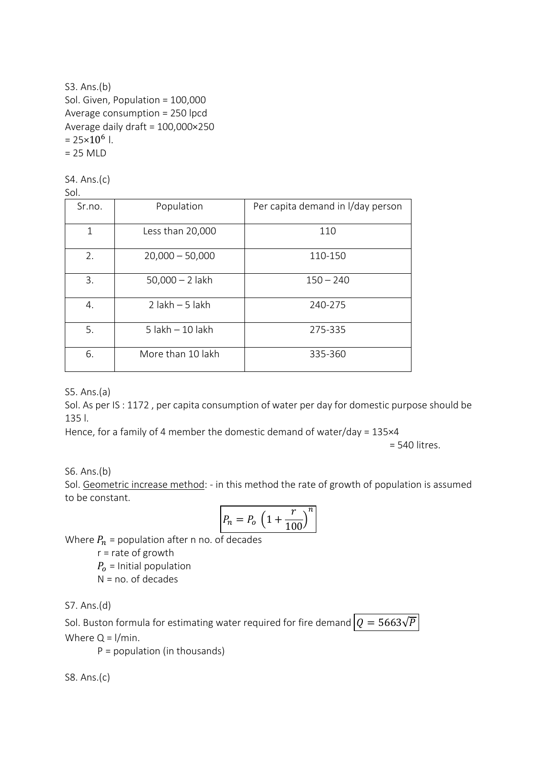S3. Ans.(b)

Sol. Given, Population = 100,000

Average consumption = 250 lpcd

Average daily draft = 100,000×250

= $25\times10^{6}$ l.

= 25 MLD

S4. Ans.(c)

Sol.

| Sr.no. | Population | Per capita demand in l/day person |
|---|---|---|
| 1 | Less than 20,000 | 110 |
| 2. | 20,000 – 50,000 | 110-150 |
| 3. | 50,000 – 2 lakh | 150 – 240 |
| 4. | 2 lakh – 5 lakh | 240-275 |
| 5. | 5 lakh – 10 lakh | 275-335 |
| 6. | More than 10 lakh | 335-360 |

S5. Ans.(a)

Sol. As per IS : 1172 , per capita consumption of water per day for domestic purpose should be 135 l.

Hence, for a family of 4 member the domestic demand of water/day = 135×4

= 540 litres.

S6. Ans.(b)

Sol. Geometric increase method: - in this method the rate of growth of population is assumed to be constant.

$$P_n = P_o\left(1+\frac{r}{100}\right)^n$$

Where $P_n$ = population after n no. of decades

r = rate of growth

$P_o$ = Initial population

N = no. of decades

S7. Ans.(d)

Sol. Buston formula for estimating water required for fire demand $Q = 5663\sqrt{P}$

Where Q = l/min.

P = population (in thousands)

S8. Ans.(c)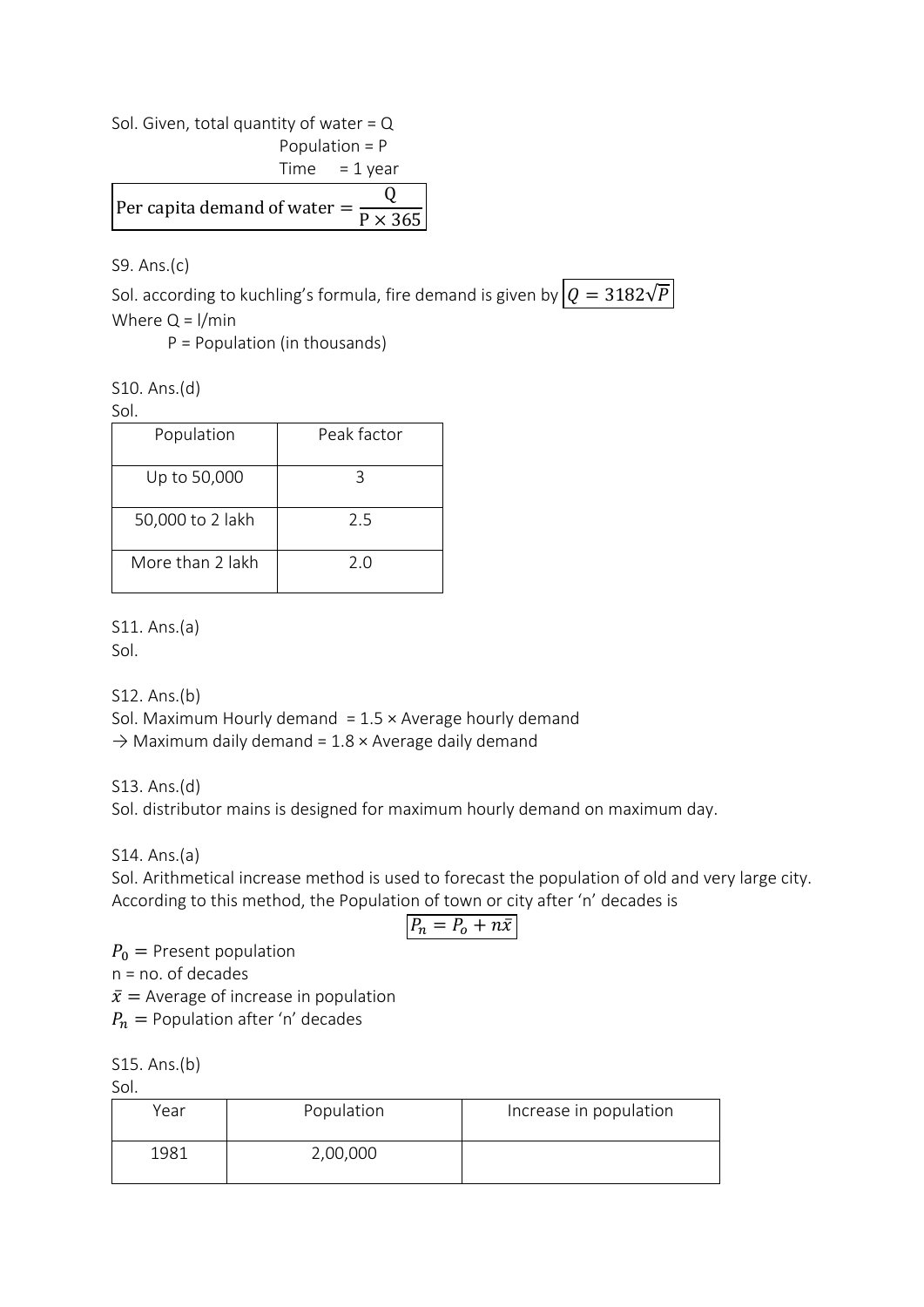Sol. Given, total quantity of water = Q

Population = P

Time = 1 year

$$\text{Per capita demand of water} = \frac{Q}{P \times 365}$$

S9. Ans.(c)

Sol. according to kuchling's formula, fire demand is given by $Q = 3182\sqrt{P}$

Where Q = l/min

P = Population (in thousands)

S10. Ans.(d)

Sol.

| Population | Peak factor |
|---|---|
| Up to 50,000 | 3 |
| 50,000 to 2 lakh | 2.5 |
| More than 2 lakh | 2.0 |

S11. Ans.(a)

Sol.

S12. Ans.(b)

Sol. Maximum Hourly demand = 1.5 × Average hourly demand

→ Maximum daily demand = 1.8 × Average daily demand

S13. Ans.(d)

Sol. distributor mains is designed for maximum hourly demand on maximum day.

S14. Ans.(a)

Sol. Arithmetical increase method is used to forecast the population of old and very large city. According to this method, the Population of town or city after 'n' decades is

$$P_n = P_o + n\bar{x}$$

$P_0$ = Present population

n = no. of decades

$\bar{x}$ = Average of increase in population

$P_n$ = Population after 'n' decades

S15. Ans.(b)

Sol.

| Year | Population | Increase in population |
|---|---|---|
| 1981 | 2,00,000 | |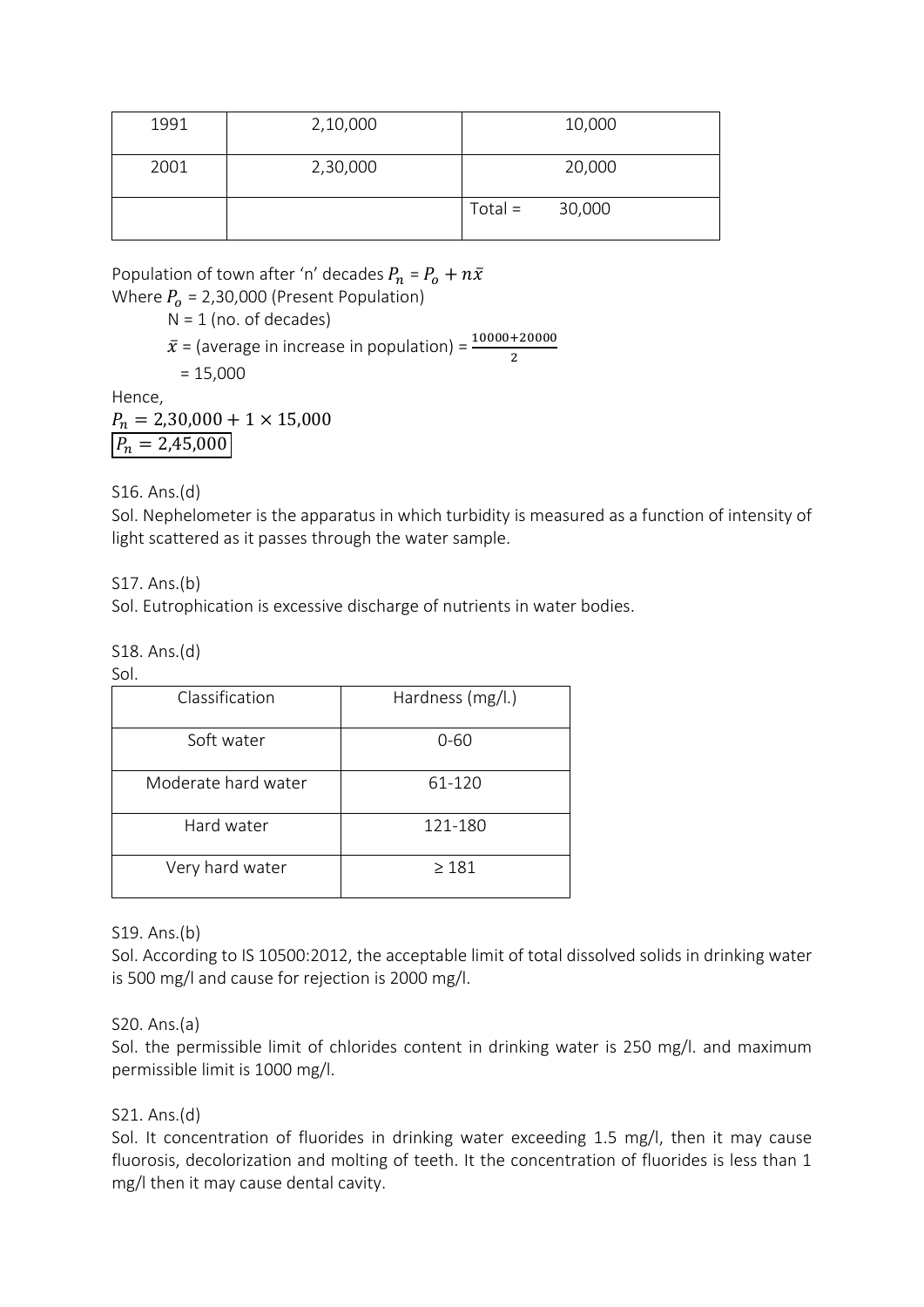| 1991 | 2,10,000 | 10,000 |
|---|---|---|
| 2001 | 2,30,000 | 20,000 |
| | | Total = 30,000 |

Population of town after 'n' decades $P_n = P_o + n\bar{x}$

Where $P_o$ = 2,30,000 (Present Population)

N = 1 (no. of decades)

$\bar{x}$ = (average in increase in population) = $\frac{10000+20000}{2}$

= 15,000

Hence,

$P_n = 2,30,000 + 1 \times 15,000$

$\boxed{P_n = 2,45,000}$

S16. Ans.(d)

Sol. Nephelometer is the apparatus in which turbidity is measured as a function of intensity of light scattered as it passes through the water sample.

S17. Ans.(b)

Sol. Eutrophication is excessive discharge of nutrients in water bodies.

S18. Ans.(d)

Sol.

| Classification | Hardness (mg/l.) |
|---|---|
| Soft water | 0-60 |
| Moderate hard water | 61-120 |
| Hard water | 121-180 |
| Very hard water | ≥ 181 |

S19. Ans.(b)

Sol. According to IS 10500:2012, the acceptable limit of total dissolved solids in drinking water is 500 mg/l and cause for rejection is 2000 mg/l.

S20. Ans.(a)

Sol. the permissible limit of chlorides content in drinking water is 250 mg/l. and maximum permissible limit is 1000 mg/l.

S21. Ans.(d)

Sol. It concentration of fluorides in drinking water exceeding 1.5 mg/l, then it may cause fluorosis, decolorization and molting of teeth. It the concentration of fluorides is less than 1 mg/l then it may cause dental cavity.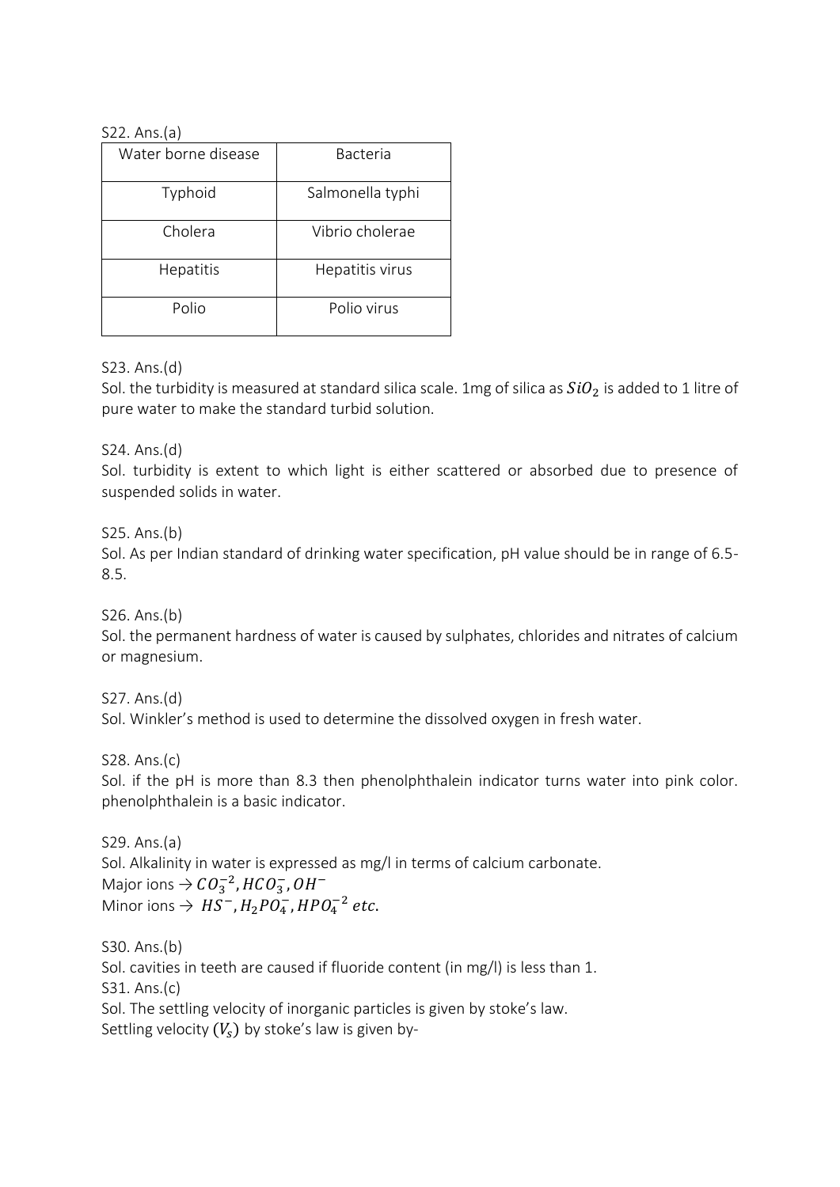S22. Ans.(a)

| Water borne disease | Bacteria |
| --- | --- |
| Typhoid | Salmonella typhi |
| Cholera | Vibrio cholerae |
| Hepatitis | Hepatitis virus |
| Polio | Polio virus |

S23. Ans.(d)
Sol. the turbidity is measured at standard silica scale. 1mg of silica as $SiO_2$ is added to 1 litre of pure water to make the standard turbid solution.

S24. Ans.(d)
Sol. turbidity is extent to which light is either scattered or absorbed due to presence of suspended solids in water.

S25. Ans.(b)
Sol. As per Indian standard of drinking water specification, pH value should be in range of 6.5-8.5.

S26. Ans.(b)
Sol. the permanent hardness of water is caused by sulphates, chlorides and nitrates of calcium or magnesium.

S27. Ans.(d)
Sol. Winkler's method is used to determine the dissolved oxygen in fresh water.

S28. Ans.(c)
Sol. if the pH is more than 8.3 then phenolphthalein indicator turns water into pink color. phenolphthalein is a basic indicator.

S29. Ans.(a)
Sol. Alkalinity in water is expressed as mg/l in terms of calcium carbonate.
Major ions → $CO_3^{-2}, HCO_3^-, OH^-$
Minor ions → $HS^-, H_2PO_4^-, HPO_4^{-2}$ $etc.$

S30. Ans.(b)
Sol. cavities in teeth are caused if fluoride content (in mg/l) is less than 1.
S31. Ans.(c)
Sol. The settling velocity of inorganic particles is given by stoke's law.
Settling velocity $(V_s)$ by stoke's law is given by-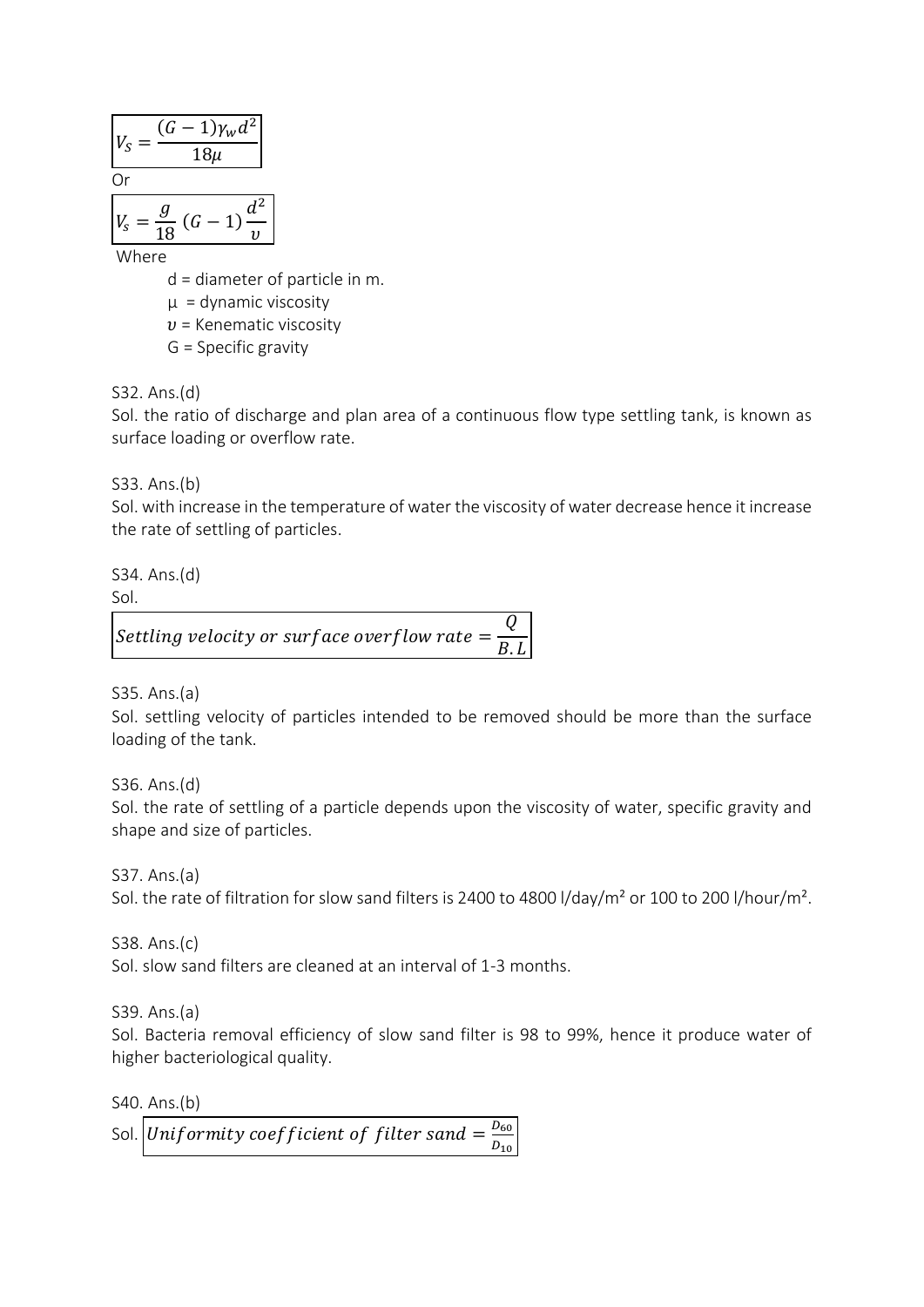$$V_S = \frac{(G-1)\gamma_w d^2}{18\mu}$$

Or

$$V_s = \frac{g}{18}(G-1)\frac{d^2}{\upsilon}$$

Where

- d = diameter of particle in m.
- μ = dynamic viscosity
- $\upsilon$ = Kenematic viscosity
- G = Specific gravity

S32. Ans.(d)

Sol. the ratio of discharge and plan area of a continuous flow type settling tank, is known as surface loading or overflow rate.

S33. Ans.(b)

Sol. with increase in the temperature of water the viscosity of water decrease hence it increase the rate of settling of particles.

S34. Ans.(d)

Sol.

$$Settling\ velocity\ or\ surface\ overflow\ rate = \frac{Q}{B.L}$$

S35. Ans.(a)

Sol. settling velocity of particles intended to be removed should be more than the surface loading of the tank.

S36. Ans.(d)

Sol. the rate of settling of a particle depends upon the viscosity of water, specific gravity and shape and size of particles.

S37. Ans.(a)

Sol. the rate of filtration for slow sand filters is 2400 to 4800 l/day/m² or 100 to 200 l/hour/m².

S38. Ans.(c)

Sol. slow sand filters are cleaned at an interval of 1-3 months.

S39. Ans.(a)

Sol. Bacteria removal efficiency of slow sand filter is 98 to 99%, hence it produce water of higher bacteriological quality.

S40. Ans.(b)

Sol. $Uniformity\ coefficient\ of\ filter\ sand = \frac{D_{60}}{D_{10}}$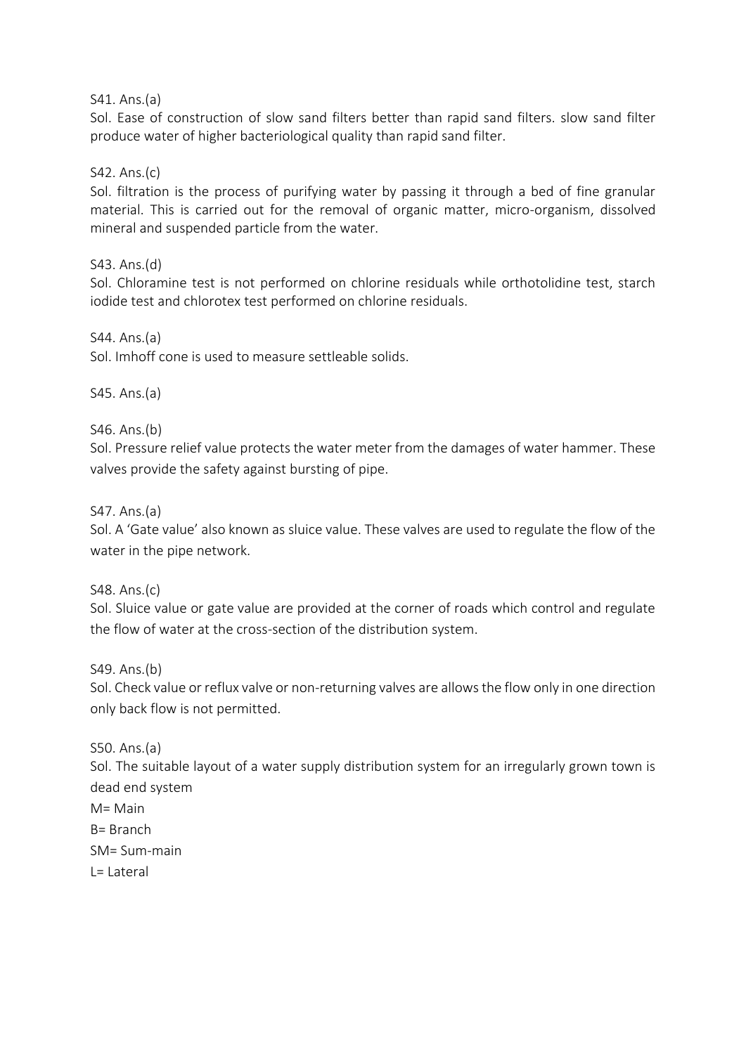S41. Ans.(a)

Sol. Ease of construction of slow sand filters better than rapid sand filters. slow sand filter produce water of higher bacteriological quality than rapid sand filter.

S42. Ans.(c)

Sol. filtration is the process of purifying water by passing it through a bed of fine granular material. This is carried out for the removal of organic matter, micro-organism, dissolved mineral and suspended particle from the water.

S43. Ans.(d)

Sol. Chloramine test is not performed on chlorine residuals while orthotolidine test, starch iodide test and chlorotex test performed on chlorine residuals.

S44. Ans.(a)

Sol. Imhoff cone is used to measure settleable solids.

S45. Ans.(a)

S46. Ans.(b)

Sol. Pressure relief value protects the water meter from the damages of water hammer. These valves provide the safety against bursting of pipe.

S47. Ans.(a)

Sol. A 'Gate value' also known as sluice value. These valves are used to regulate the flow of the water in the pipe network.

S48. Ans.(c)

Sol. Sluice value or gate value are provided at the corner of roads which control and regulate the flow of water at the cross-section of the distribution system.

S49. Ans.(b)

Sol. Check value or reflux valve or non-returning valves are allows the flow only in one direction only back flow is not permitted.

S50. Ans.(a)

Sol. The suitable layout of a water supply distribution system for an irregularly grown town is dead end system

M= Main

B= Branch

SM= Sum-main

L= Lateral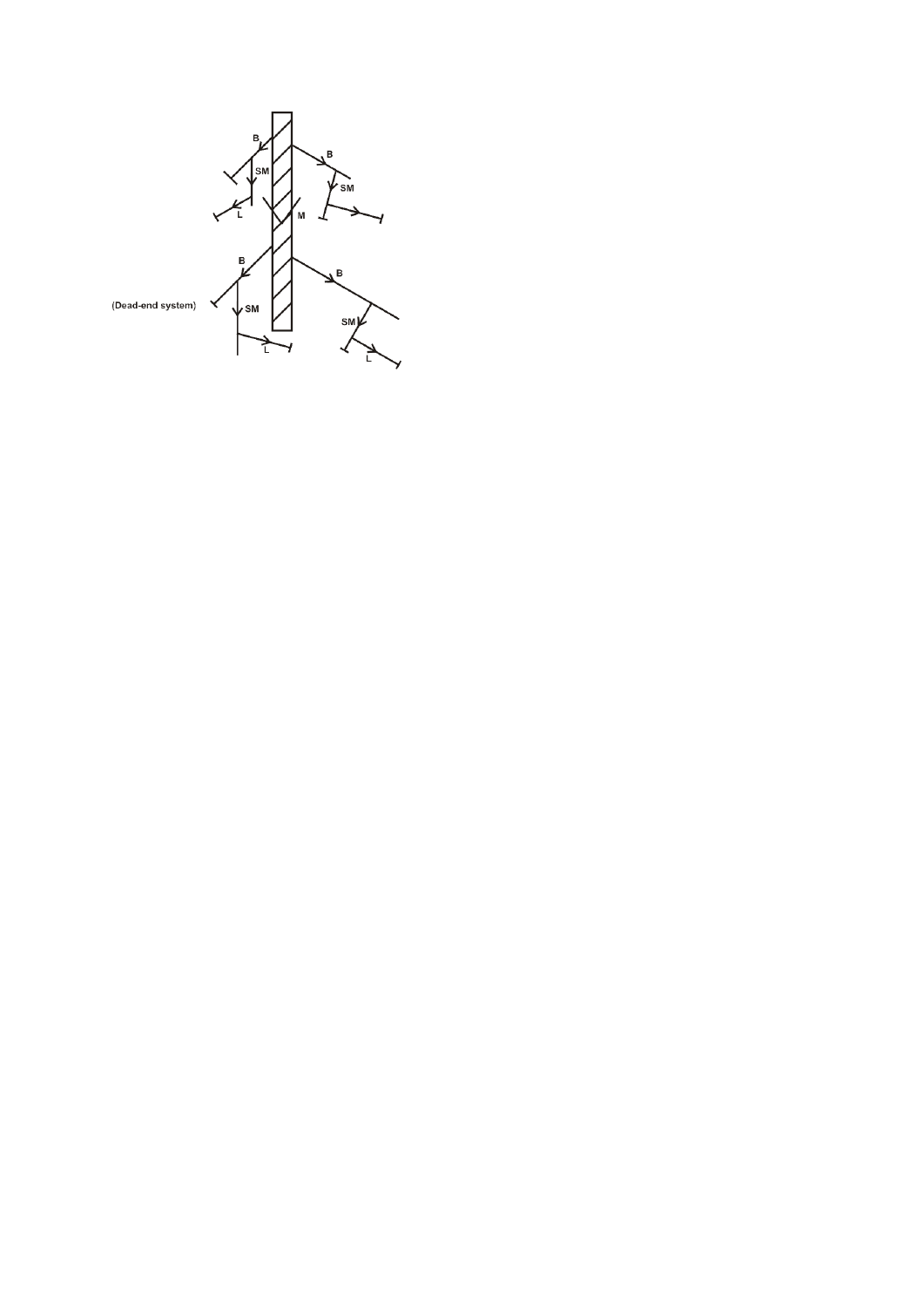B

SM

L

M

B

SM

B

(Dead-end system)

SM

L

B

SM

L